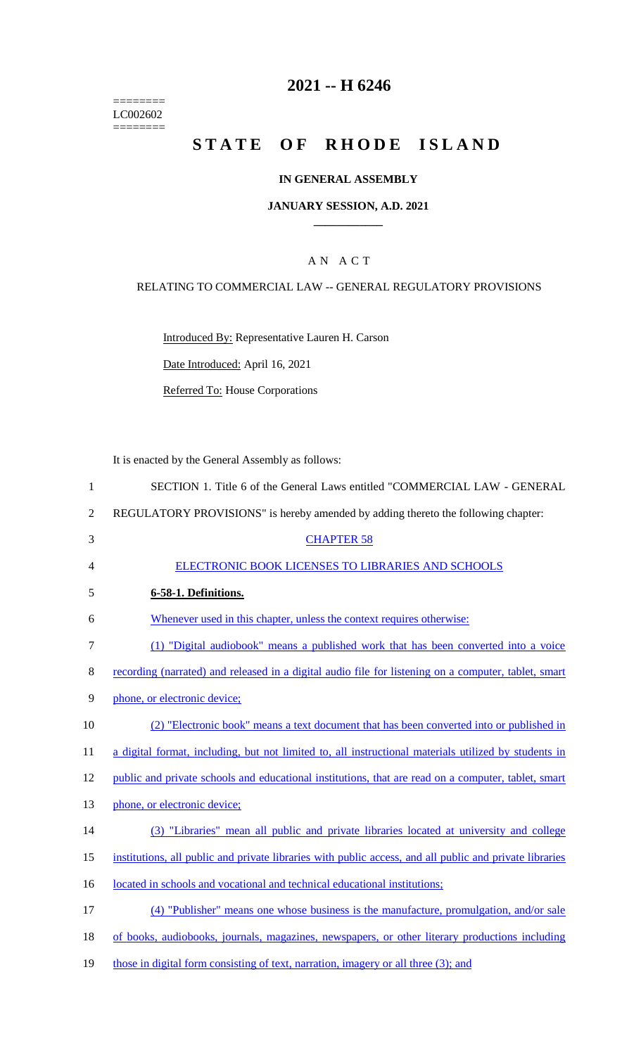========
LC002602
========

# 2021 -- H 6246

# STATE OF RHODE ISLAND

### IN GENERAL ASSEMBLY

### JANUARY SESSION, A.D. 2021

## A N A C T

RELATING TO COMMERCIAL LAW -- GENERAL REGULATORY PROVISIONS

Introduced By: Representative Lauren H. Carson

Date Introduced: April 16, 2021

Referred To: House Corporations

It is enacted by the General Assembly as follows:

1 SECTION 1. Title 6 of the General Laws entitled "COMMERCIAL LAW - GENERAL
2 REGULATORY PROVISIONS" is hereby amended by adding thereto the following chapter:

3 CHAPTER 58

4 ELECTRONIC BOOK LICENSES TO LIBRARIES AND SCHOOLS

5 **6-58-1. Definitions.**

6 Whenever used in this chapter, unless the context requires otherwise:

7 (1) "Digital audiobook" means a published work that has been converted into a voice
8 recording (narrated) and released in a digital audio file for listening on a computer, tablet, smart
9 phone, or electronic device;

10 (2) "Electronic book" means a text document that has been converted into or published in
11 a digital format, including, but not limited to, all instructional materials utilized by students in
12 public and private schools and educational institutions, that are read on a computer, tablet, smart
13 phone, or electronic device;

14 (3) "Libraries" mean all public and private libraries located at university and college
15 institutions, all public and private libraries with public access, and all public and private libraries
16 located in schools and vocational and technical educational institutions;

17 (4) "Publisher" means one whose business is the manufacture, promulgation, and/or sale
18 of books, audiobooks, journals, magazines, newspapers, or other literary productions including
19 those in digital form consisting of text, narration, imagery or all three (3); and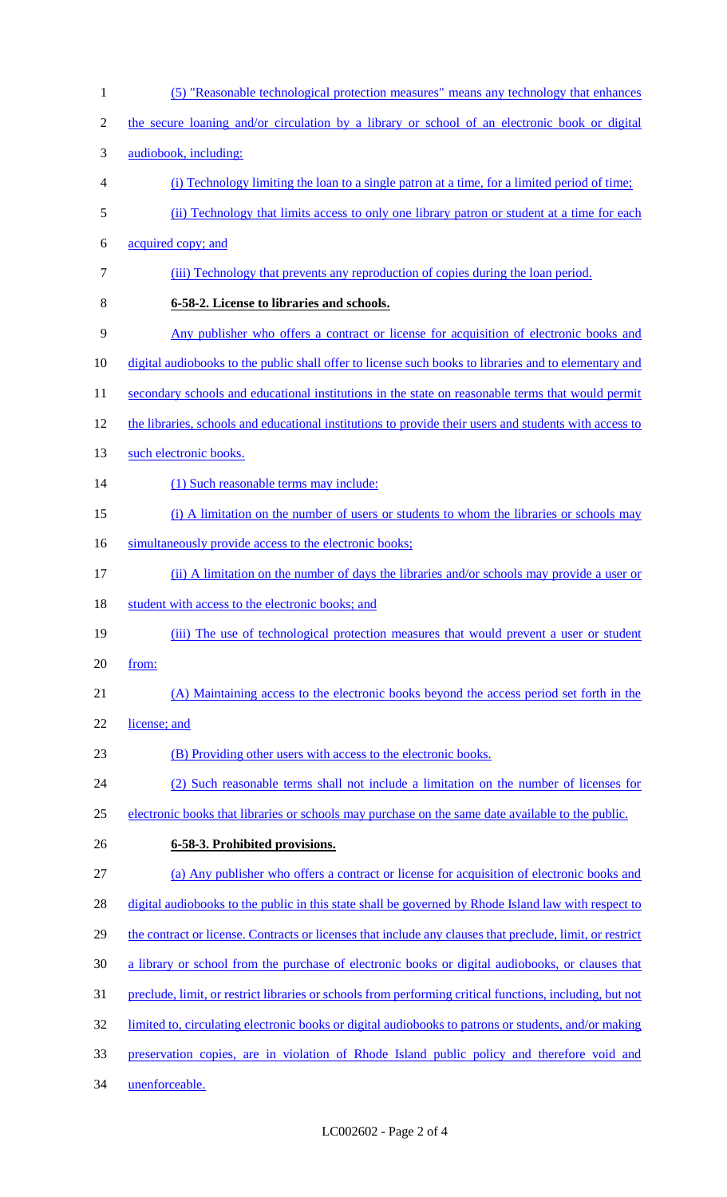(5) "Reasonable technological protection measures" means any technology that enhances the secure loaning and/or circulation by a library or school of an electronic book or digital audiobook, including:

(i) Technology limiting the loan to a single patron at a time, for a limited period of time;

(ii) Technology that limits access to only one library patron or student at a time for each acquired copy; and

(iii) Technology that prevents any reproduction of copies during the loan period.

**6-58-2. License to libraries and schools.**

Any publisher who offers a contract or license for acquisition of electronic books and digital audiobooks to the public shall offer to license such books to libraries and to elementary and secondary schools and educational institutions in the state on reasonable terms that would permit the libraries, schools and educational institutions to provide their users and students with access to such electronic books.

(1) Such reasonable terms may include:

(i) A limitation on the number of users or students to whom the libraries or schools may simultaneously provide access to the electronic books;

(ii) A limitation on the number of days the libraries and/or schools may provide a user or student with access to the electronic books; and

(iii) The use of technological protection measures that would prevent a user or student from:

(A) Maintaining access to the electronic books beyond the access period set forth in the license; and

(B) Providing other users with access to the electronic books.

(2) Such reasonable terms shall not include a limitation on the number of licenses for electronic books that libraries or schools may purchase on the same date available to the public.

**6-58-3. Prohibited provisions.**

(a) Any publisher who offers a contract or license for acquisition of electronic books and digital audiobooks to the public in this state shall be governed by Rhode Island law with respect to the contract or license. Contracts or licenses that include any clauses that preclude, limit, or restrict a library or school from the purchase of electronic books or digital audiobooks, or clauses that preclude, limit, or restrict libraries or schools from performing critical functions, including, but not limited to, circulating electronic books or digital audiobooks to patrons or students, and/or making preservation copies, are in violation of Rhode Island public policy and therefore void and unenforceable.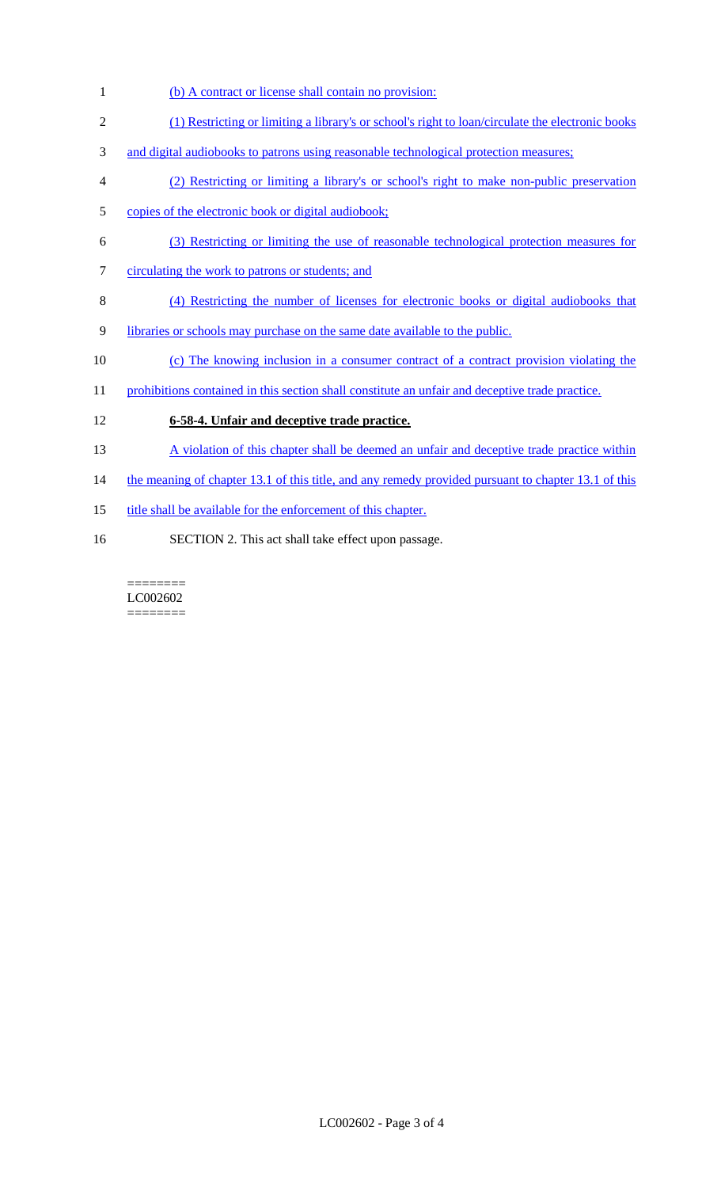(b) A contract or license shall contain no provision:

(1) Restricting or limiting a library's or school's right to loan/circulate the electronic books and digital audiobooks to patrons using reasonable technological protection measures;

(2) Restricting or limiting a library's or school's right to make non-public preservation copies of the electronic book or digital audiobook;

(3) Restricting or limiting the use of reasonable technological protection measures for circulating the work to patrons or students; and

(4) Restricting the number of licenses for electronic books or digital audiobooks that libraries or schools may purchase on the same date available to the public.

(c) The knowing inclusion in a consumer contract of a contract provision violating the prohibitions contained in this section shall constitute an unfair and deceptive trade practice.

**6-58-4. Unfair and deceptive trade practice.**

A violation of this chapter shall be deemed an unfair and deceptive trade practice within the meaning of chapter 13.1 of this title, and any remedy provided pursuant to chapter 13.1 of this title shall be available for the enforcement of this chapter.

SECTION 2. This act shall take effect upon passage.

========
LC002602
========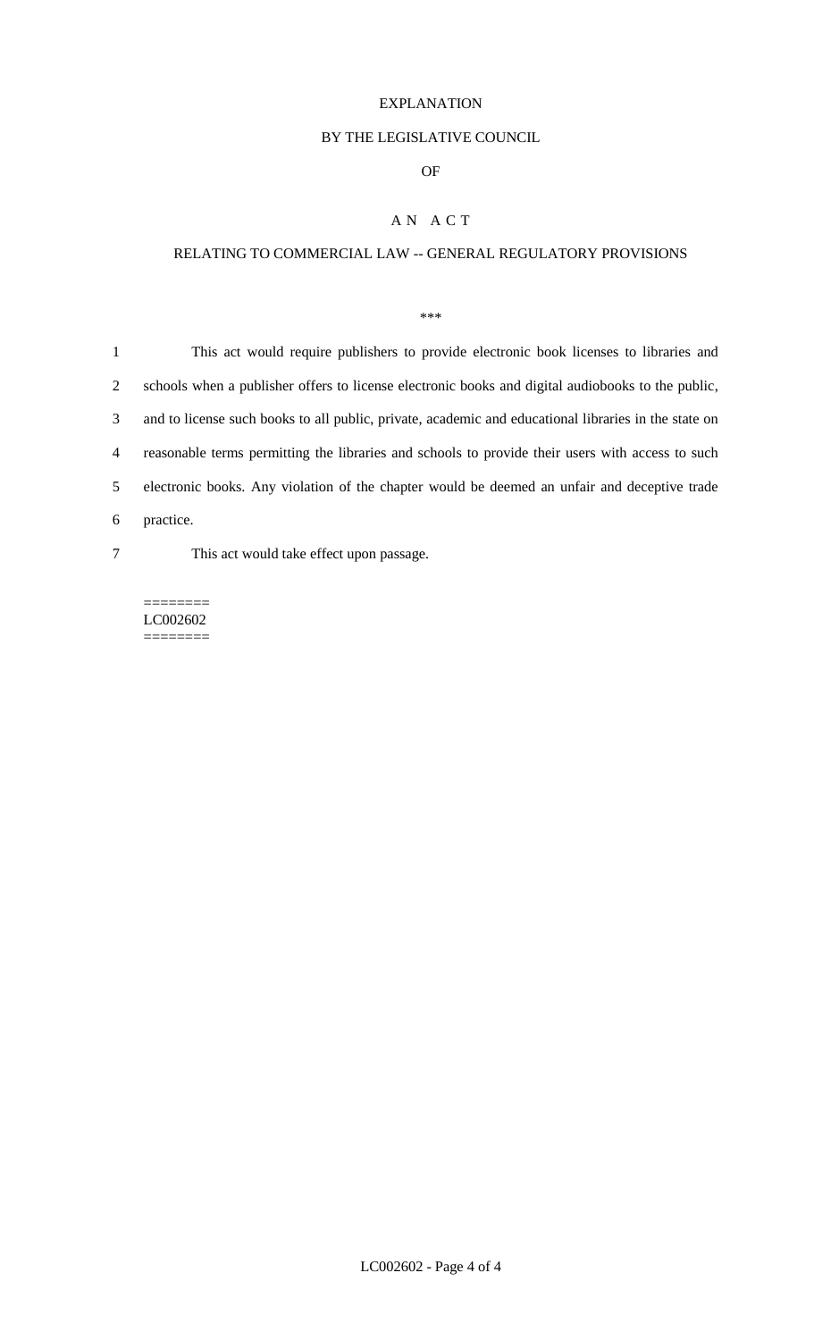EXPLANATION

BY THE LEGISLATIVE COUNCIL

OF

A N A C T

RELATING TO COMMERCIAL LAW -- GENERAL REGULATORY PROVISIONS

\*\*\*

This act would require publishers to provide electronic book licenses to libraries and schools when a publisher offers to license electronic books and digital audiobooks to the public, and to license such books to all public, private, academic and educational libraries in the state on reasonable terms permitting the libraries and schools to provide their users with access to such electronic books. Any violation of the chapter would be deemed an unfair and deceptive trade practice.

This act would take effect upon passage.

========
LC002602
========